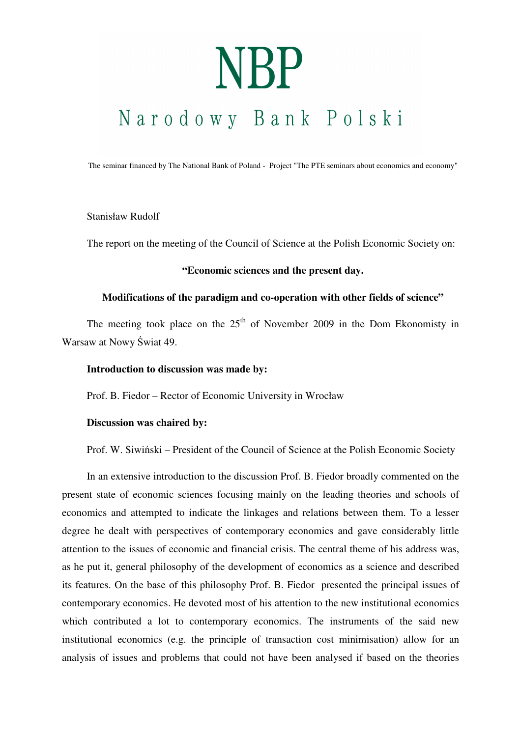# NBP

## Narodowy Bank Polski

The seminar financed by The National Bank of Poland - Project "The PTE seminars about economics and economy"

Stanisław Rudolf

The report on the meeting of the Council of Science at the Polish Economic Society on:

**"Economic sciences and the present day.**

**Modifications of the paradigm and co-operation with other fields of science"**

The meeting took place on the 25th of November 2009 in the Dom Ekonomisty in Warsaw at Nowy Świat 49.

**Introduction to discussion was made by:**

Prof. B. Fiedor – Rector of Economic University in Wrocław

**Discussion was chaired by:**

Prof. W. Siwiński – President of the Council of Science at the Polish Economic Society

In an extensive introduction to the discussion Prof. B. Fiedor broadly commented on the present state of economic sciences focusing mainly on the leading theories and schools of economics and attempted to indicate the linkages and relations between them. To a lesser degree he dealt with perspectives of contemporary economics and gave considerably little attention to the issues of economic and financial crisis. The central theme of his address was, as he put it, general philosophy of the development of economics as a science and described its features. On the base of this philosophy Prof. B. Fiedor presented the principal issues of contemporary economics. He devoted most of his attention to the new institutional economics which contributed a lot to contemporary economics. The instruments of the said new institutional economics (e.g. the principle of transaction cost minimisation) allow for an analysis of issues and problems that could not have been analysed if based on the theories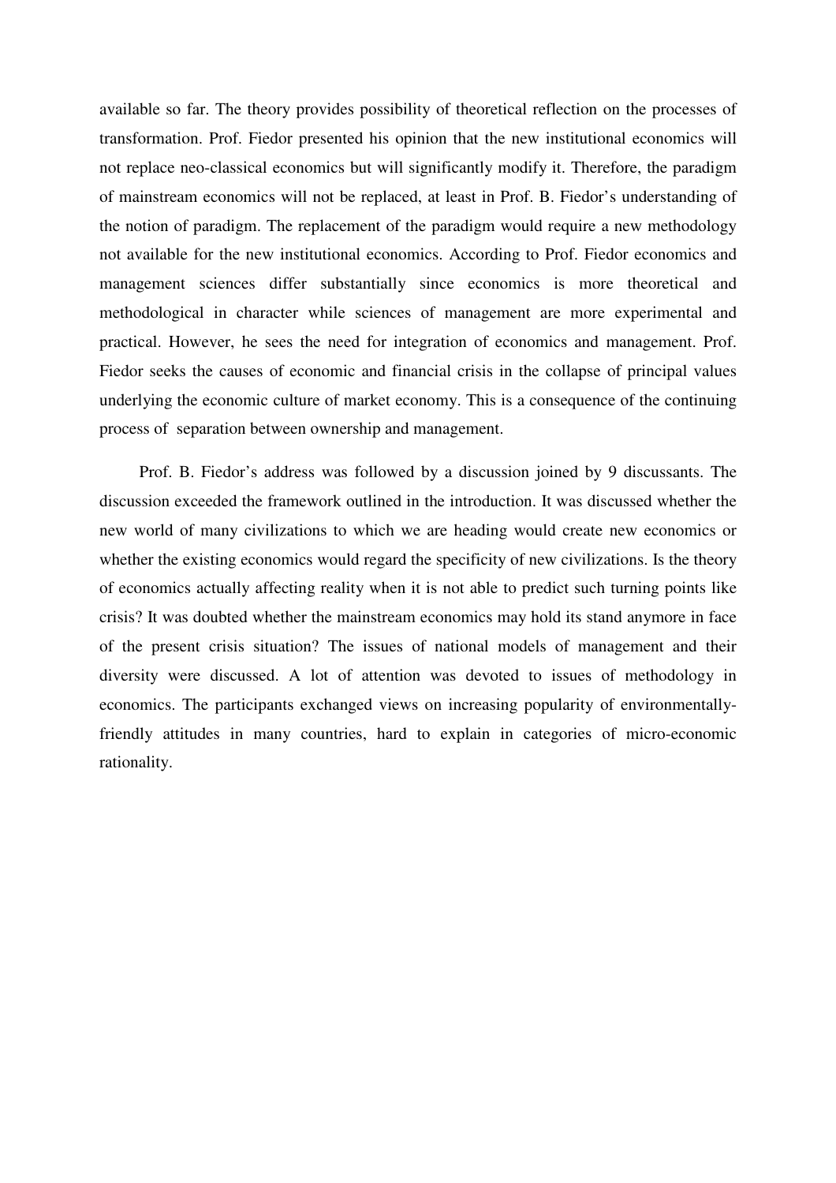available so far. The theory provides possibility of theoretical reflection on the processes of transformation. Prof. Fiedor presented his opinion that the new institutional economics will not replace neo-classical economics but will significantly modify it. Therefore, the paradigm of mainstream economics will not be replaced, at least in Prof. B. Fiedor's understanding of the notion of paradigm. The replacement of the paradigm would require a new methodology not available for the new institutional economics. According to Prof. Fiedor economics and management sciences differ substantially since economics is more theoretical and methodological in character while sciences of management are more experimental and practical. However, he sees the need for integration of economics and management. Prof. Fiedor seeks the causes of economic and financial crisis in the collapse of principal values underlying the economic culture of market economy. This is a consequence of the continuing process of separation between ownership and management.

Prof. B. Fiedor's address was followed by a discussion joined by 9 discussants. The discussion exceeded the framework outlined in the introduction. It was discussed whether the new world of many civilizations to which we are heading would create new economics or whether the existing economics would regard the specificity of new civilizations. Is the theory of economics actually affecting reality when it is not able to predict such turning points like crisis? It was doubted whether the mainstream economics may hold its stand anymore in face of the present crisis situation? The issues of national models of management and their diversity were discussed. A lot of attention was devoted to issues of methodology in economics. The participants exchanged views on increasing popularity of environmentally-friendly attitudes in many countries, hard to explain in categories of micro-economic rationality.